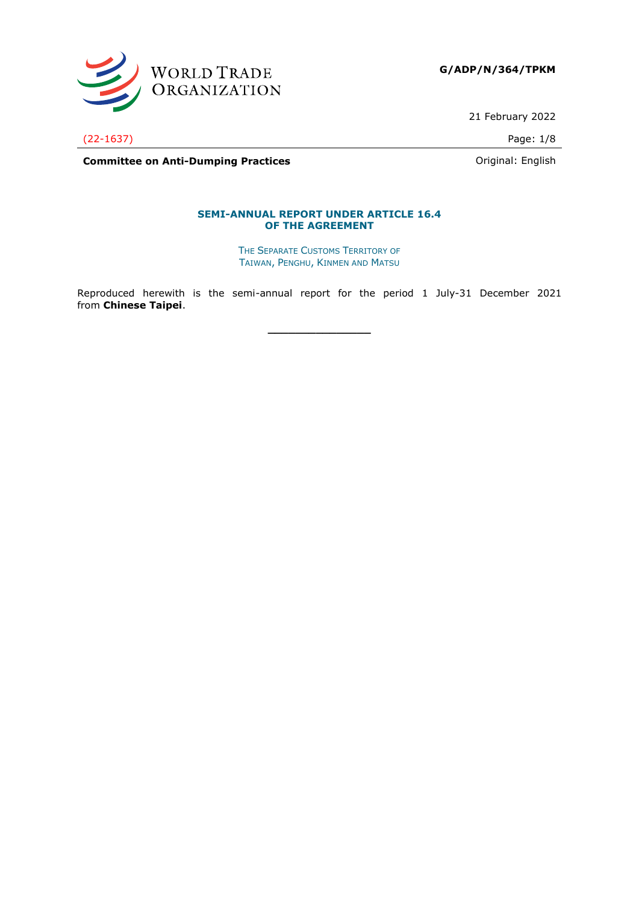**G/ADP/N/364/TPKM**

21 February 2022

(22-1637)

**Committee on Anti-Dumping Practices**

Original: English

## SEMI-ANNUAL REPORT UNDER ARTICLE 16.4 OF THE AGREEMENT

THE SEPARATE CUSTOMS TERRITORY OF TAIWAN, PENGHU, KINMEN AND MATSU

Reproduced herewith is the semi-annual report for the period 1 July-31 December 2021 from **Chinese Taipei**.

\_\_\_\_\_\_\_\_\_\_\_\_\_\_\_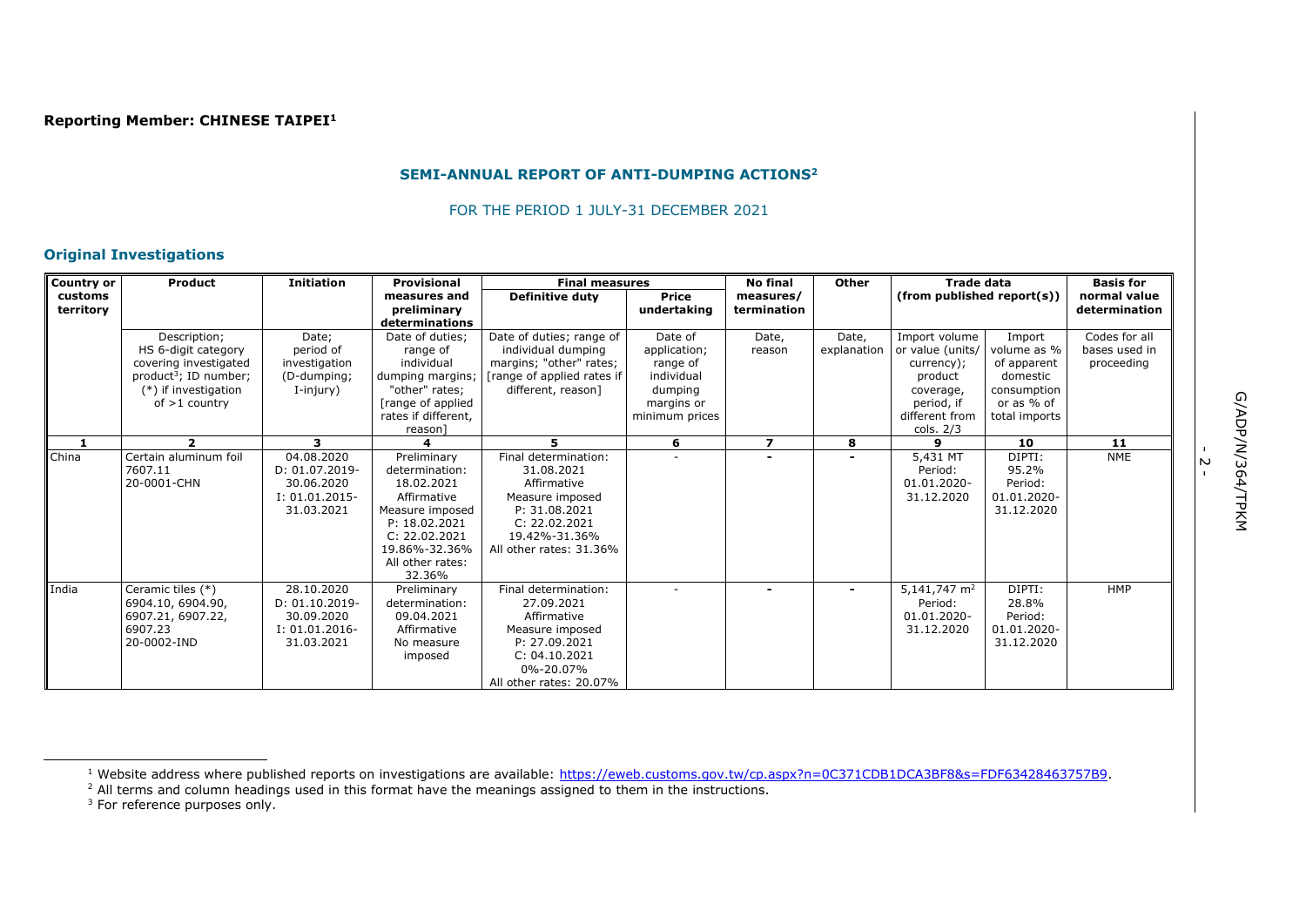**Reporting Member: CHINESE TAIPEI**[1]

## SEMI-ANNUAL REPORT OF ANTI-DUMPING ACTIONS[2]

FOR THE PERIOD 1 JULY-31 DECEMBER 2021

### Original Investigations

| Country or customs territory | Product | Initiation | Provisional measures and preliminary determinations | Final measures | | No final measures/ termination | Other | Trade data (from published report(s)) | | Basis for normal value determination |
|---|---|---|---|---|---|---|---|---|---|---|
| | | | | Definitive duty | Price undertaking | | | | | |
| | Description; HS 6-digit category covering investigated product[3]; ID number; (*) if investigation of >1 country | Date; period of investigation (D-dumping; I-injury) | Date of duties; range of individual dumping margins; "other" rates; [range of applied rates if different, reason] | Date of duties; range of individual dumping margins; "other" rates; [range of applied rates if different, reason] | Date of application; range of individual dumping margins or minimum prices | Date, reason | Date, explanation | Import volume or value (units/ currency); product coverage, period, if different from cols. 2/3 | Import volume as % of apparent domestic consumption or as % of total imports | Codes for all bases used in proceeding |
| **1** | **2** | **3** | **4** | **5** | **6** | **7** | **8** | **9** | **10** | **11** |
| China | Certain aluminum foil 7607.11 20-0001-CHN | 04.08.2020 D: 01.07.2019-30.06.2020 I: 01.01.2015-31.03.2021 | Preliminary determination: 18.02.2021 Affirmative Measure imposed P: 18.02.2021 C: 22.02.2021 19.86%-32.36% All other rates: 32.36% | Final determination: 31.08.2021 Affirmative Measure imposed P: 31.08.2021 C: 22.02.2021 19.42%-31.36% All other rates: 31.36% | - | - | - | 5,431 MT Period: 01.01.2020-31.12.2020 | DIPTI: 95.2% Period: 01.01.2020-31.12.2020 | NME |
| India | Ceramic tiles (*) 6904.10, 6904.90, 6907.21, 6907.22, 6907.23 20-0002-IND | 28.10.2020 D: 01.10.2019-30.09.2020 I: 01.01.2016-31.03.2021 | Preliminary determination: 09.04.2021 Affirmative No measure imposed | Final determination: 27.09.2021 Affirmative Measure imposed P: 27.09.2021 C: 04.10.2021 0%-20.07% All other rates: 20.07% | - | - | - | 5,141,747 $m^2$ Period: 01.01.2020-31.12.2020 | DIPTI: 28.8% Period: 01.01.2020-31.12.2020 | HMP |

---

[1] Website address where published reports on investigations are available: https://eweb.customs.gov.tw/cp.aspx?n=0C371CDB1DCA3BF8&s=FDF63428463757B9.

[2] All terms and column headings used in this format have the meanings assigned to them in the instructions.

[3] For reference purposes only.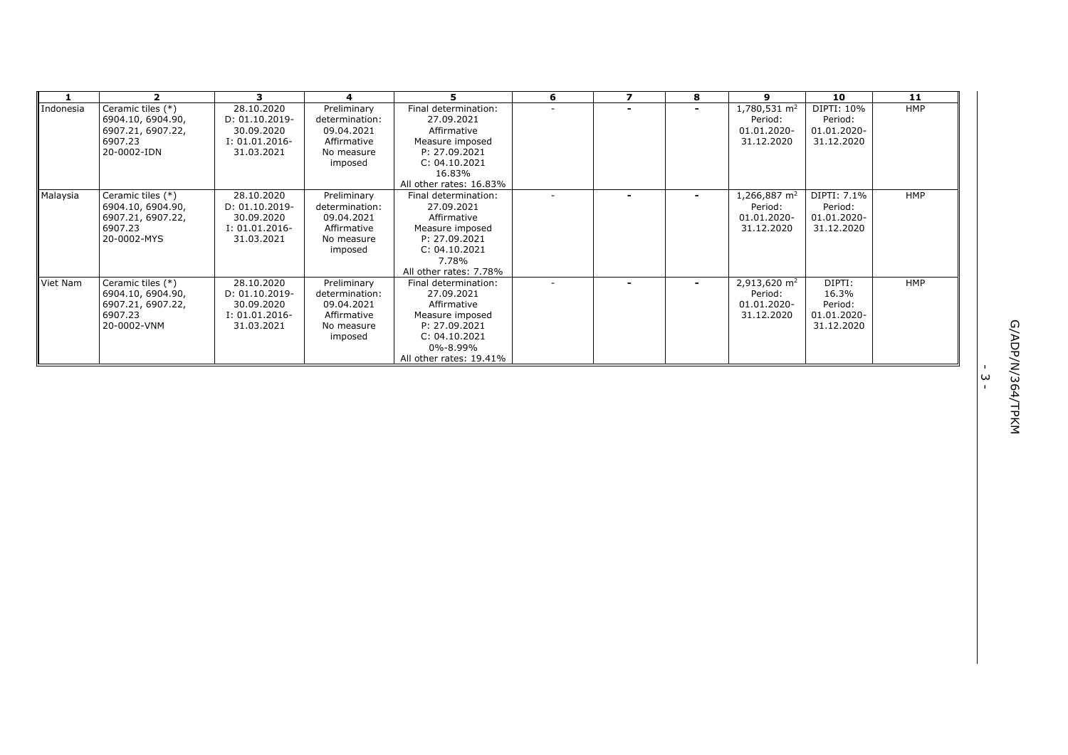| 1 | 2 | 3 | 4 | 5 | 6 | 7 | 8 | 9 | 10 | 11 |
|---|---|---|---|---|---|---|---|---|---|---|
| Indonesia | Ceramic tiles (*) 6904.10, 6904.90, 6907.21, 6907.22, 6907.23 20-0002-IDN | 28.10.2020 D: 01.10.2019-30.09.2020 I: 01.01.2016-31.03.2021 | Preliminary determination: 09.04.2021 Affirmative No measure imposed | Final determination: 27.09.2021 Affirmative Measure imposed P: 27.09.2021 C: 04.10.2021 16.83% All other rates: 16.83% | - | - | - | 1,780,531 $m^2$ Period: 01.01.2020-31.12.2020 | DIPTI: 10% Period: 01.01.2020-31.12.2020 | HMP |
| Malaysia | Ceramic tiles (*) 6904.10, 6904.90, 6907.21, 6907.22, 6907.23 20-0002-MYS | 28.10.2020 D: 01.10.2019-30.09.2020 I: 01.01.2016-31.03.2021 | Preliminary determination: 09.04.2021 Affirmative No measure imposed | Final determination: 27.09.2021 Affirmative Measure imposed P: 27.09.2021 C: 04.10.2021 7.78% All other rates: 7.78% | - | - | - | 1,266,887 $m^2$ Period: 01.01.2020-31.12.2020 | DIPTI: 7.1% Period: 01.01.2020-31.12.2020 | HMP |
| Viet Nam | Ceramic tiles (*) 6904.10, 6904.90, 6907.21, 6907.22, 6907.23 20-0002-VNM | 28.10.2020 D: 01.10.2019-30.09.2020 I: 01.01.2016-31.03.2021 | Preliminary determination: 09.04.2021 Affirmative No measure imposed | Final determination: 27.09.2021 Affirmative Measure imposed P: 27.09.2021 C: 04.10.2021 0%-8.99% All other rates: 19.41% | - | - | - | 2,913,620 $m^2$ Period: 01.01.2020-31.12.2020 | DIPTI: 16.3% Period: 01.01.2020-31.12.2020 | HMP |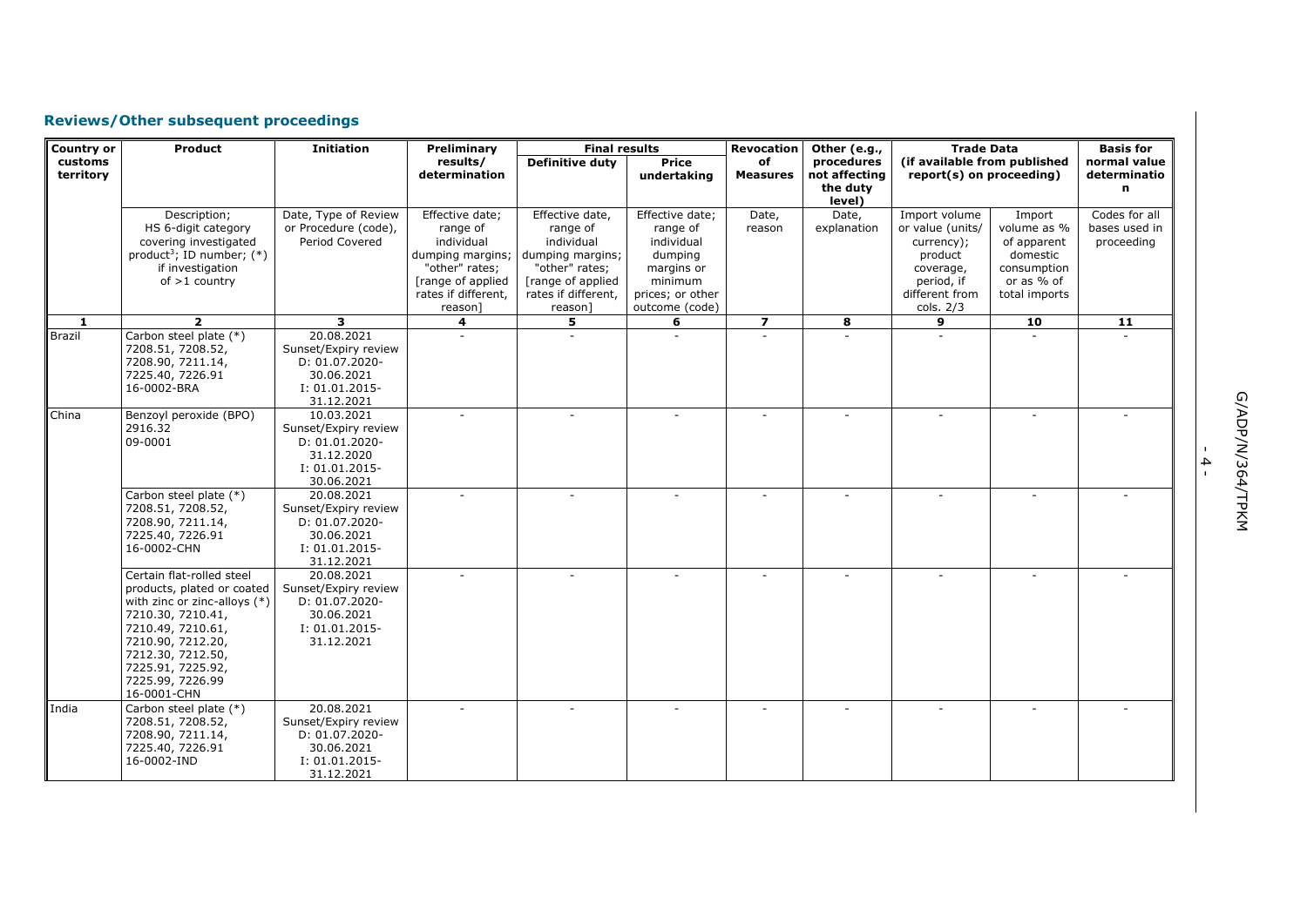## Reviews/Other subsequent proceedings

| Country or customs territory | Product | Initiation | Preliminary results/ determination | Final results | | Revocation of Measures | Other (e.g., procedures not affecting the duty level) | Trade Data (if available from published report(s) on proceeding) | | Basis for normal value determination |
|---|---|---|---|---|---|---|---|---|---|---|
| | | | | Definitive duty | Price undertaking | | | | | |
| | Description; HS 6-digit category covering investigated product[3]; ID number; (*) if investigation of >1 country | Date, Type of Review or Procedure (code), Period Covered | Effective date; range of individual dumping margins; "other" rates; [range of applied rates if different, reason] | Effective date, range of individual dumping margins; "other" rates; [range of applied rates if different, reason] | Effective date; range of individual dumping margins or minimum prices; or other outcome (code) | Date, reason | Date, explanation | Import volume or value (units/ currency); product coverage, period, if different from cols. 2/3 | Import volume as % of apparent domestic consumption or as % of total imports | Codes for all bases used in proceeding |
| **1** | **2** | **3** | **4** | **5** | **6** | **7** | **8** | **9** | **10** | **11** |
| Brazil | Carbon steel plate (*) 7208.51, 7208.52, 7208.90, 7211.14, 7225.40, 7226.91 16-0002-BRA | 20.08.2021 Sunset/Expiry review D: 01.07.2020-30.06.2021 I: 01.01.2015-31.12.2021 | - | - | - | - | - | - | - | - |
| China | Benzoyl peroxide (BPO) 2916.32 09-0001 | 10.03.2021 Sunset/Expiry review D: 01.01.2020-31.12.2020 I: 01.01.2015-30.06.2021 | - | - | - | - | - | - | - | - |
| | Carbon steel plate (*) 7208.51, 7208.52, 7208.90, 7211.14, 7225.40, 7226.91 16-0002-CHN | 20.08.2021 Sunset/Expiry review D: 01.07.2020-30.06.2021 I: 01.01.2015-31.12.2021 | - | - | - | - | - | - | - | - |
| | Certain flat-rolled steel products, plated or coated with zinc or zinc-alloys (*) 7210.30, 7210.41, 7210.49, 7210.61, 7210.90, 7212.20, 7212.30, 7212.50, 7225.91, 7225.92, 7225.99, 7226.99 16-0001-CHN | 20.08.2021 Sunset/Expiry review D: 01.07.2020-30.06.2021 I: 01.01.2015-31.12.2021 | - | - | - | - | - | - | - | - |
| India | Carbon steel plate (*) 7208.51, 7208.52, 7208.90, 7211.14, 7225.40, 7226.91 16-0002-IND | 20.08.2021 Sunset/Expiry review D: 01.07.2020-30.06.2021 I: 01.01.2015-31.12.2021 | - | - | - | - | - | - | - | - |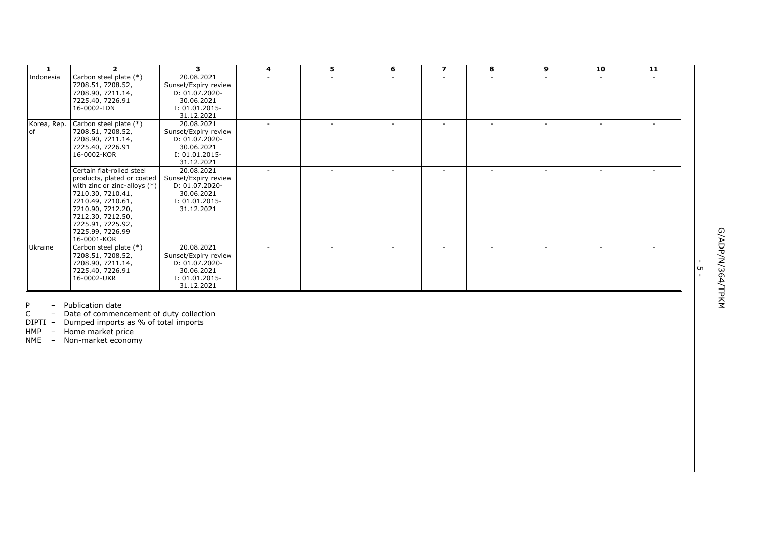| 1 | 2 | 3 | 4 | 5 | 6 | 7 | 8 | 9 | 10 | 11 |
|---|---|---|---|---|---|---|---|---|---|---|
| Indonesia | Carbon steel plate (*) 7208.51, 7208.52, 7208.90, 7211.14, 7225.40, 7226.91 16-0002-IDN | 20.08.2021 Sunset/Expiry review D: 01.07.2020-30.06.2021 I: 01.01.2015-31.12.2021 | - | - | - | - | - | - | - | - |
| Korea, Rep. of | Carbon steel plate (*) 7208.51, 7208.52, 7208.90, 7211.14, 7225.40, 7226.91 16-0002-KOR | 20.08.2021 Sunset/Expiry review D: 01.07.2020-30.06.2021 I: 01.01.2015-31.12.2021 | - | - | - | - | - | - | - | - |
| | Certain flat-rolled steel products, plated or coated with zinc or zinc-alloys (*) 7210.30, 7210.41, 7210.49, 7210.61, 7210.90, 7212.20, 7212.30, 7212.50, 7225.91, 7225.92, 7225.99, 7226.99 16-0001-KOR | 20.08.2021 Sunset/Expiry review D: 01.07.2020-30.06.2021 I: 01.01.2015-31.12.2021 | - | - | - | - | - | - | - | - |
| Ukraine | Carbon steel plate (*) 7208.51, 7208.52, 7208.90, 7211.14, 7225.40, 7226.91 16-0002-UKR | 20.08.2021 Sunset/Expiry review D: 01.07.2020-30.06.2021 I: 01.01.2015-31.12.2021 | - | - | - | - | - | - | - | - |

P – Publication date
C – Date of commencement of duty collection
DIPTI – Dumped imports as % of total imports
HMP – Home market price
NME – Non-market economy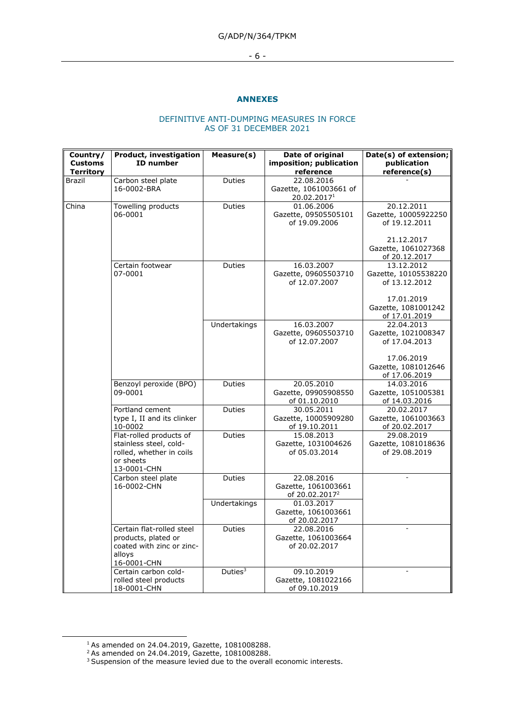## ANNEXES

### DEFINITIVE ANTI-DUMPING MEASURES IN FORCE AS OF 31 DECEMBER 2021

| Country/ Customs Territory | Product, investigation ID number | Measure(s) | Date of original imposition; publication reference | Date(s) of extension; publication reference(s) |
|---|---|---|---|---|
| Brazil | Carbon steel plate 16-0002-BRA | Duties | 22.08.2016 Gazette, 1061003661 of 20.02.2017[1] | - |
| China | Towelling products 06-0001 | Duties | 01.06.2006 Gazette, 09505505101 of 19.09.2006 | 20.12.2011 Gazette, 10005922250 of 19.12.2011<br><br>21.12.2017 Gazette, 1061027368 of 20.12.2017 |
| | Certain footwear 07-0001 | Duties | 16.03.2007 Gazette, 09605503710 of 12.07.2007 | 13.12.2012 Gazette, 10105538220 of 13.12.2012<br><br>17.01.2019 Gazette, 1081001242 of 17.01.2019 |
| | | Undertakings | 16.03.2007 Gazette, 09605503710 of 12.07.2007 | 22.04.2013 Gazette, 1021008347 of 17.04.2013<br><br>17.06.2019 Gazette, 1081012646 of 17.06.2019 |
| | Benzoyl peroxide (BPO) 09-0001 | Duties | 20.05.2010 Gazette, 09905908550 of 01.10.2010 | 14.03.2016 Gazette, 1051005381 of 14.03.2016 |
| | Portland cement type I, II and its clinker 10-0002 | Duties | 30.05.2011 Gazette, 10005909280 of 19.10.2011 | 20.02.2017 Gazette, 1061003663 of 20.02.2017 |
| | Flat-rolled products of stainless steel, cold-rolled, whether in coils or sheets 13-0001-CHN | Duties | 15.08.2013 Gazette, 1031004626 of 05.03.2014 | 29.08.2019 Gazette, 1081018636 of 29.08.2019 |
| | Carbon steel plate 16-0002-CHN | Duties | 22.08.2016 Gazette, 1061003661 of 20.02.2017[2] | - |
| | | Undertakings | 01.03.2017 Gazette, 1061003661 of 20.02.2017 | |
| | Certain flat-rolled steel products, plated or coated with zinc or zinc-alloys 16-0001-CHN | Duties | 22.08.2016 Gazette, 1061003664 of 20.02.2017 | - |
| | Certain carbon cold-rolled steel products 18-0001-CHN | Duties[3] | 09.10.2019 Gazette, 1081022166 of 09.10.2019 | - |

[1] As amended on 24.04.2019, Gazette, 1081008288.

[2] As amended on 24.04.2019, Gazette, 1081008288.

[3] Suspension of the measure levied due to the overall economic interests.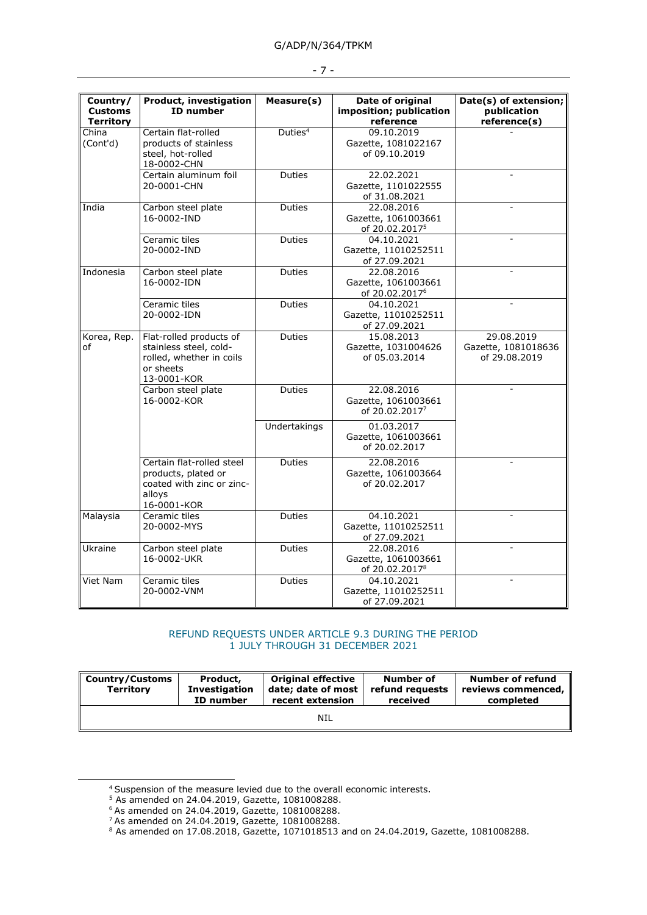| Country/ Customs Territory | Product, investigation ID number | Measure(s) | Date of original imposition; publication reference | Date(s) of extension; publication reference(s) |
|---|---|---|---|---|
| China (Cont'd) | Certain flat-rolled products of stainless steel, hot-rolled 18-0002-CHN | Duties[4] | 09.10.2019 Gazette, 1081022167 of 09.10.2019 | - |
| | Certain aluminum foil 20-0001-CHN | Duties | 22.02.2021 Gazette, 1101022555 of 31.08.2021 | - |
| India | Carbon steel plate 16-0002-IND | Duties | 22.08.2016 Gazette, 1061003661 of 20.02.2017[5] | - |
| | Ceramic tiles 20-0002-IND | Duties | 04.10.2021 Gazette, 11010252511 of 27.09.2021 | - |
| Indonesia | Carbon steel plate 16-0002-IDN | Duties | 22.08.2016 Gazette, 1061003661 of 20.02.2017[6] | - |
| | Ceramic tiles 20-0002-IDN | Duties | 04.10.2021 Gazette, 11010252511 of 27.09.2021 | - |
| Korea, Rep. of | Flat-rolled products of stainless steel, cold-rolled, whether in coils or sheets 13-0001-KOR | Duties | 15.08.2013 Gazette, 1031004626 of 05.03.2014 | 29.08.2019 Gazette, 1081018636 of 29.08.2019 |
| | Carbon steel plate 16-0002-KOR | Duties | 22.08.2016 Gazette, 1061003661 of 20.02.2017[7] | - |
| | | Undertakings | 01.03.2017 Gazette, 1061003661 of 20.02.2017 | |
| | Certain flat-rolled steel products, plated or coated with zinc or zinc-alloys 16-0001-KOR | Duties | 22.08.2016 Gazette, 1061003664 of 20.02.2017 | - |
| Malaysia | Ceramic tiles 20-0002-MYS | Duties | 04.10.2021 Gazette, 11010252511 of 27.09.2021 | - |
| Ukraine | Carbon steel plate 16-0002-UKR | Duties | 22.08.2016 Gazette, 1061003661 of 20.02.2017[8] | - |
| Viet Nam | Ceramic tiles 20-0002-VNM | Duties | 04.10.2021 Gazette, 11010252511 of 27.09.2021 | - |

## REFUND REQUESTS UNDER ARTICLE 9.3 DURING THE PERIOD 1 JULY THROUGH 31 DECEMBER 2021

| Country/Customs Territory | Product, Investigation ID number | Original effective date; date of most recent extension | Number of refund requests received | Number of refund reviews commenced, completed |
|---|---|---|---|---|
| NIL | | | | |

[4] Suspension of the measure levied due to the overall economic interests.
[5] As amended on 24.04.2019, Gazette, 1081008288.
[6] As amended on 24.04.2019, Gazette, 1081008288.
[7] As amended on 24.04.2019, Gazette, 1081008288.
[8] As amended on 17.08.2018, Gazette, 1071018513 and on 24.04.2019, Gazette, 1081008288.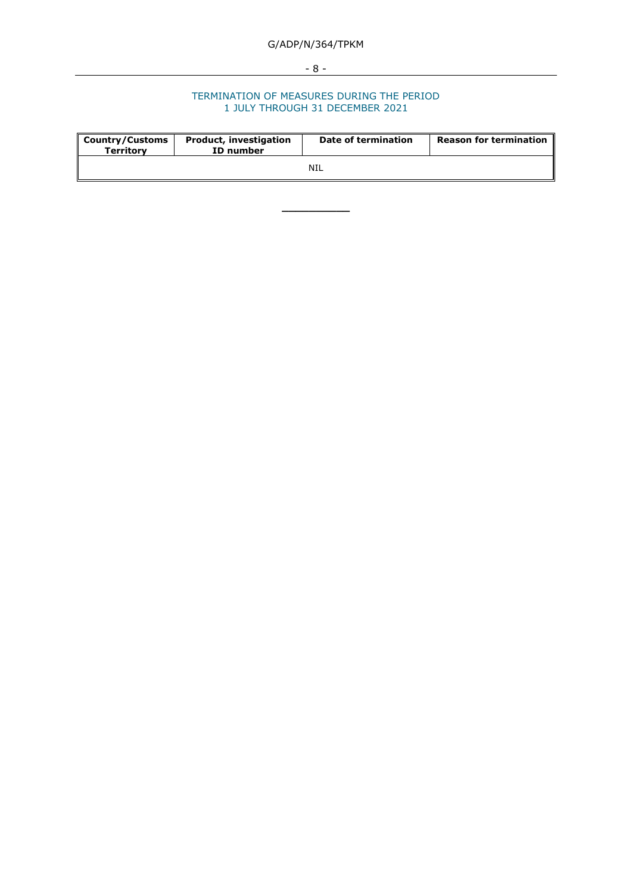## TERMINATION OF MEASURES DURING THE PERIOD 1 JULY THROUGH 31 DECEMBER 2021

| Country/Customs Territory | Product, investigation ID number | Date of termination | Reason for termination |
|---|---|---|---|
| NIL | | | |

__________